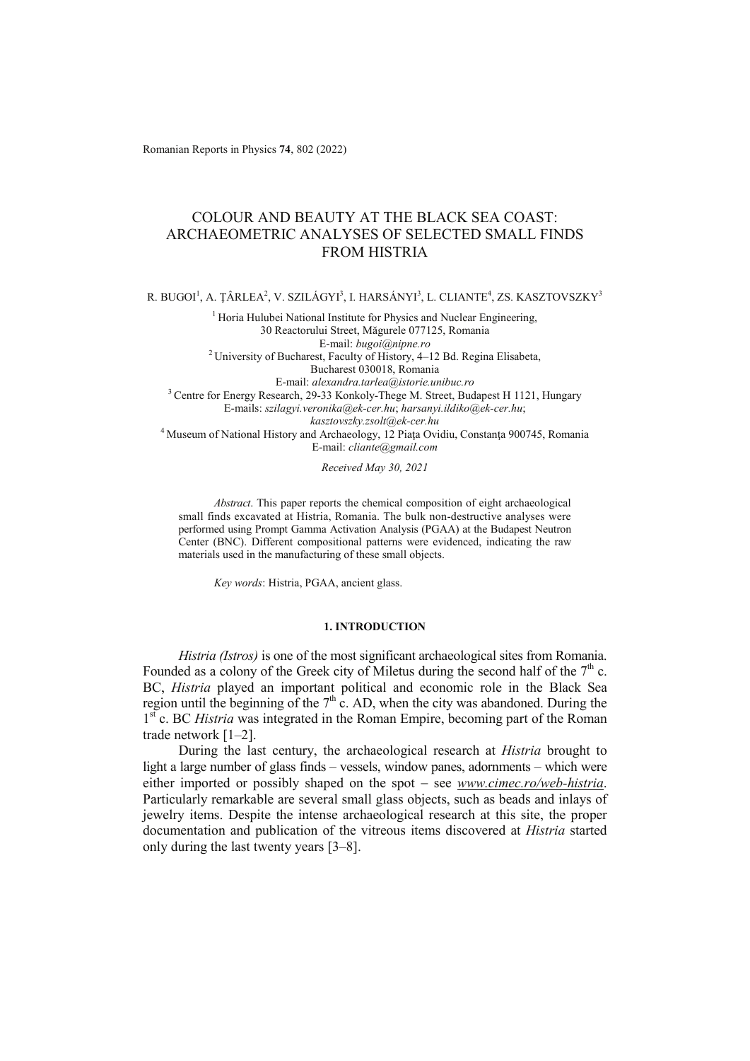# COLOUR AND BEAUTY AT THE BLACK SEA COAST: ARCHAEOMETRIC ANALYSES OF SELECTED SMALL FINDS FROM HISTRIA

R. BUGOI[1], A. ŢÂRLEA[2], V. SZILÁGYI[3], I. HARSÁNYI[3], L. CLIANTE[4], ZS. KASZTOVSZKY[3]

[1] Horia Hulubei National Institute for Physics and Nuclear Engineering, 30 Reactorului Street, Măgurele 077125, Romania
E-mail: *bugoi@nipne.ro*

[2] University of Bucharest, Faculty of History, 4–12 Bd. Regina Elisabeta, Bucharest 030018, Romania
E-mail: *alexandra.tarlea@istorie.unibuc.ro*

[3] Centre for Energy Research, 29-33 Konkoly-Thege M. Street, Budapest H 1121, Hungary
E-mails: *szilagyi.veronika@ek-cer.hu*; *harsanyi.ildiko@ek-cer.hu*; *kasztovszky.zsolt@ek-cer.hu*

[4] Museum of National History and Archaeology, 12 Piaţa Ovidiu, Constanţa 900745, Romania
E-mail: *cliante@gmail.com*

*Received May 30, 2021*

*Abstract*. This paper reports the chemical composition of eight archaeological small finds excavated at Histria, Romania. The bulk non-destructive analyses were performed using Prompt Gamma Activation Analysis (PGAA) at the Budapest Neutron Center (BNC). Different compositional patterns were evidenced, indicating the raw materials used in the manufacturing of these small objects.

*Key words*: Histria, PGAA, ancient glass.

## 1. INTRODUCTION

*Histria (Istros)* is one of the most significant archaeological sites from Romania. Founded as a colony of the Greek city of Miletus during the second half of the 7th c. BC, *Histria* played an important political and economic role in the Black Sea region until the beginning of the 7th c. AD, when the city was abandoned. During the 1st c. BC *Histria* was integrated in the Roman Empire, becoming part of the Roman trade network [1–2].

During the last century, the archaeological research at *Histria* brought to light a large number of glass finds – vessels, window panes, adornments – which were either imported or possibly shaped on the spot – see *www.cimec.ro/web-histria*. Particularly remarkable are several small glass objects, such as beads and inlays of jewelry items. Despite the intense archaeological research at this site, the proper documentation and publication of the vitreous items discovered at *Histria* started only during the last twenty years [3–8].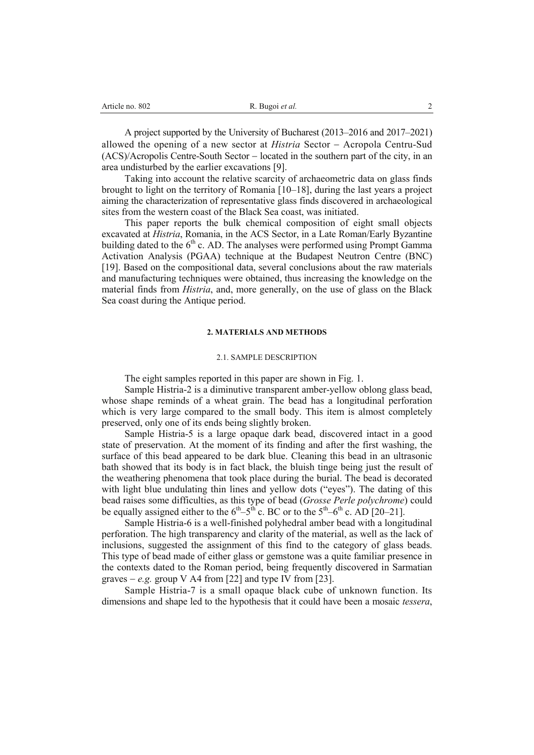A project supported by the University of Bucharest (2013–2016 and 2017–2021) allowed the opening of a new sector at *Histria* Sector – Acropola Centru-Sud (ACS)/Acropolis Centre-South Sector – located in the southern part of the city, in an area undisturbed by the earlier excavations [9].

Taking into account the relative scarcity of archaeometric data on glass finds brought to light on the territory of Romania [10–18], during the last years a project aiming the characterization of representative glass finds discovered in archaeological sites from the western coast of the Black Sea coast, was initiated.

This paper reports the bulk chemical composition of eight small objects excavated at *Histria*, Romania, in the ACS Sector, in a Late Roman/Early Byzantine building dated to the 6th c. AD. The analyses were performed using Prompt Gamma Activation Analysis (PGAA) technique at the Budapest Neutron Centre (BNC) [19]. Based on the compositional data, several conclusions about the raw materials and manufacturing techniques were obtained, thus increasing the knowledge on the material finds from *Histria*, and, more generally, on the use of glass on the Black Sea coast during the Antique period.

## 2. MATERIALS AND METHODS

### 2.1. SAMPLE DESCRIPTION

The eight samples reported in this paper are shown in Fig. 1.

Sample Histria-2 is a diminutive transparent amber-yellow oblong glass bead, whose shape reminds of a wheat grain. The bead has a longitudinal perforation which is very large compared to the small body. This item is almost completely preserved, only one of its ends being slightly broken.

Sample Histria-5 is a large opaque dark bead, discovered intact in a good state of preservation. At the moment of its finding and after the first washing, the surface of this bead appeared to be dark blue. Cleaning this bead in an ultrasonic bath showed that its body is in fact black, the bluish tinge being just the result of the weathering phenomena that took place during the burial. The bead is decorated with light blue undulating thin lines and yellow dots ("eyes"). The dating of this bead raises some difficulties, as this type of bead (*Grosse Perle polychrome*) could be equally assigned either to the 6th–5th c. BC or to the 5th–6th c. AD [20–21].

Sample Histria-6 is a well-finished polyhedral amber bead with a longitudinal perforation. The high transparency and clarity of the material, as well as the lack of inclusions, suggested the assignment of this find to the category of glass beads. This type of bead made of either glass or gemstone was a quite familiar presence in the contexts dated to the Roman period, being frequently discovered in Sarmatian graves – *e.g.* group V A4 from [22] and type IV from [23].

Sample Histria-7 is a small opaque black cube of unknown function. Its dimensions and shape led to the hypothesis that it could have been a mosaic *tessera*,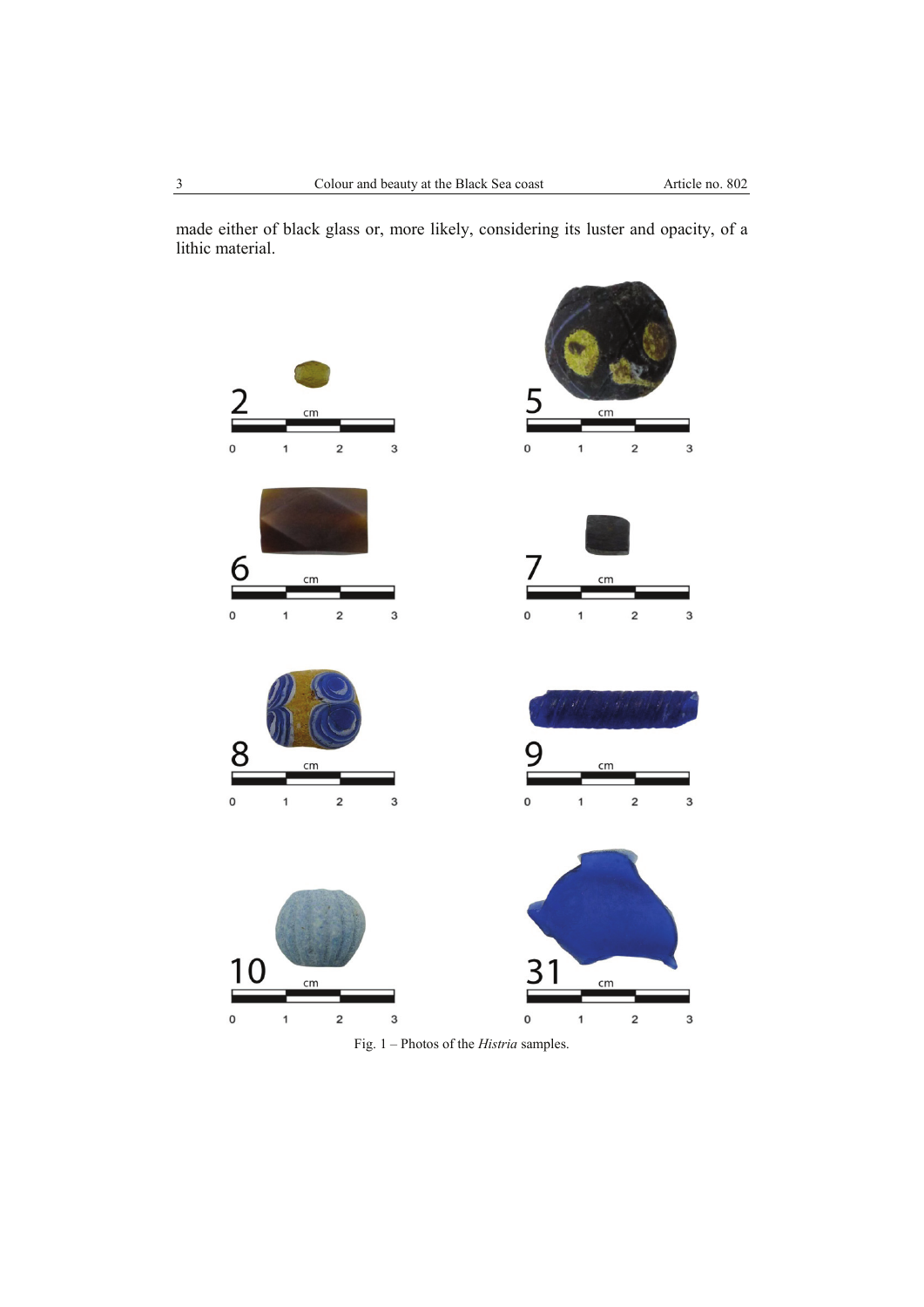made either of black glass or, more likely, considering its luster and opacity, of a lithic material.

Fig. 1 – Photos of the *Histria* samples.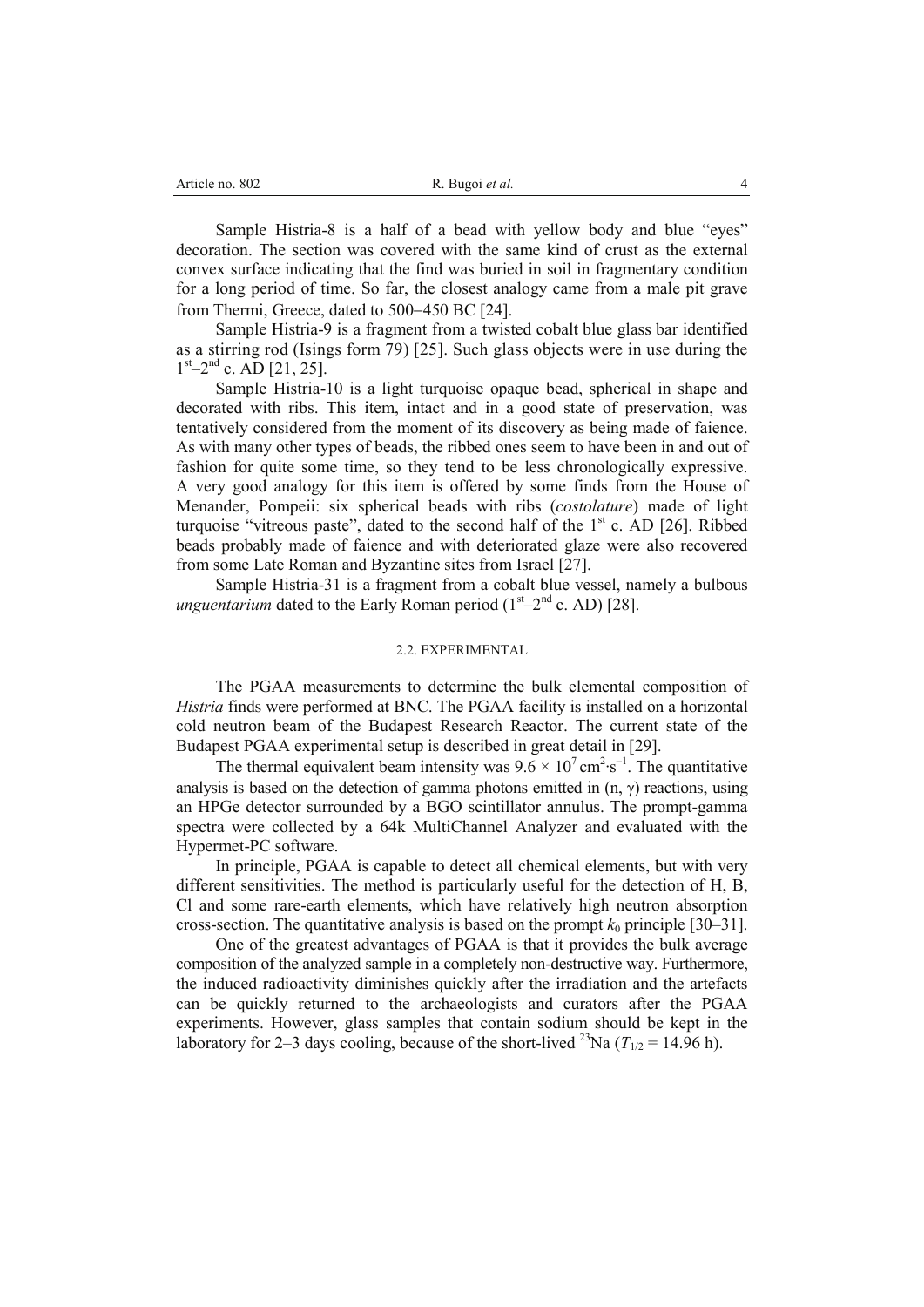Sample Histria-8 is a half of a bead with yellow body and blue "eyes" decoration. The section was covered with the same kind of crust as the external convex surface indicating that the find was buried in soil in fragmentary condition for a long period of time. So far, the closest analogy came from a male pit grave from Thermi, Greece, dated to 500–450 BC [24].

Sample Histria-9 is a fragment from a twisted cobalt blue glass bar identified as a stirring rod (Isings form 79) [25]. Such glass objects were in use during the 1st–2nd c. AD [21, 25].

Sample Histria-10 is a light turquoise opaque bead, spherical in shape and decorated with ribs. This item, intact and in a good state of preservation, was tentatively considered from the moment of its discovery as being made of faience. As with many other types of beads, the ribbed ones seem to have been in and out of fashion for quite some time, so they tend to be less chronologically expressive. A very good analogy for this item is offered by some finds from the House of Menander, Pompeii: six spherical beads with ribs (*costolature*) made of light turquoise "vitreous paste", dated to the second half of the 1st c. AD [26]. Ribbed beads probably made of faience and with deteriorated glaze were also recovered from some Late Roman and Byzantine sites from Israel [27].

Sample Histria-31 is a fragment from a cobalt blue vessel, namely a bulbous *unguentarium* dated to the Early Roman period (1st–2nd c. AD) [28].

### 2.2. EXPERIMENTAL

The PGAA measurements to determine the bulk elemental composition of *Histria* finds were performed at BNC. The PGAA facility is installed on a horizontal cold neutron beam of the Budapest Research Reactor. The current state of the Budapest PGAA experimental setup is described in great detail in [29].

The thermal equivalent beam intensity was $9.6 \times 10^7\ \mathrm{cm^2 \cdot s^{-1}}$. The quantitative analysis is based on the detection of gamma photons emitted in (n, $\gamma$) reactions, using an HPGe detector surrounded by a BGO scintillator annulus. The prompt-gamma spectra were collected by a 64k MultiChannel Analyzer and evaluated with the Hypermet-PC software.

In principle, PGAA is capable to detect all chemical elements, but with very different sensitivities. The method is particularly useful for the detection of H, B, Cl and some rare-earth elements, which have relatively high neutron absorption cross-section. The quantitative analysis is based on the prompt $k_0$ principle [30–31].

One of the greatest advantages of PGAA is that it provides the bulk average composition of the analyzed sample in a completely non-destructive way. Furthermore, the induced radioactivity diminishes quickly after the irradiation and the artefacts can be quickly returned to the archaeologists and curators after the PGAA experiments. However, glass samples that contain sodium should be kept in the laboratory for 2–3 days cooling, because of the short-lived $^{23}$Na ($T_{1/2}$ = 14.96 h).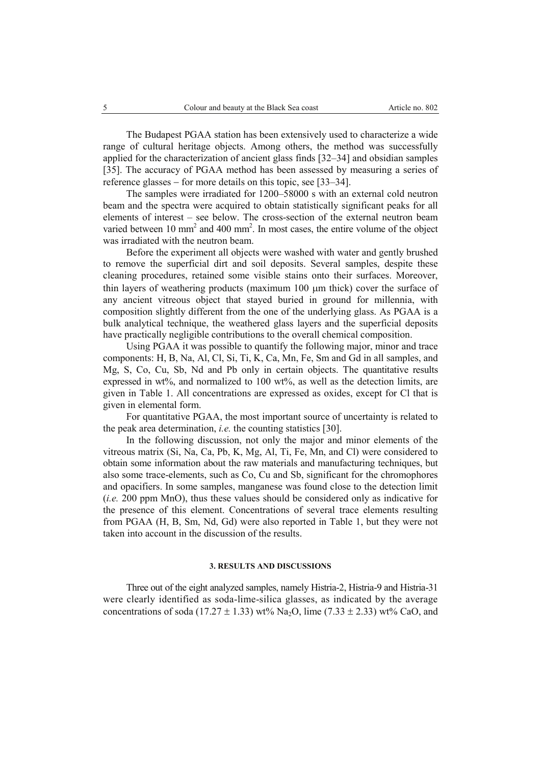The Budapest PGAA station has been extensively used to characterize a wide range of cultural heritage objects. Among others, the method was successfully applied for the characterization of ancient glass finds [32–34] and obsidian samples [35]. The accuracy of PGAA method has been assessed by measuring a series of reference glasses – for more details on this topic, see [33–34].

The samples were irradiated for 1200–58000 s with an external cold neutron beam and the spectra were acquired to obtain statistically significant peaks for all elements of interest – see below. The cross-section of the external neutron beam varied between 10 $mm^2$ and 400 $mm^2$. In most cases, the entire volume of the object was irradiated with the neutron beam.

Before the experiment all objects were washed with water and gently brushed to remove the superficial dirt and soil deposits. Several samples, despite these cleaning procedures, retained some visible stains onto their surfaces. Moreover, thin layers of weathering products (maximum 100 μm thick) cover the surface of any ancient vitreous object that stayed buried in ground for millennia, with composition slightly different from the one of the underlying glass. As PGAA is a bulk analytical technique, the weathered glass layers and the superficial deposits have practically negligible contributions to the overall chemical composition.

Using PGAA it was possible to quantify the following major, minor and trace components: H, B, Na, Al, Cl, Si, Ti, K, Ca, Mn, Fe, Sm and Gd in all samples, and Mg, S, Co, Cu, Sb, Nd and Pb only in certain objects. The quantitative results expressed in wt%, and normalized to 100 wt%, as well as the detection limits, are given in Table 1. All concentrations are expressed as oxides, except for Cl that is given in elemental form.

For quantitative PGAA, the most important source of uncertainty is related to the peak area determination, *i.e.* the counting statistics [30].

In the following discussion, not only the major and minor elements of the vitreous matrix (Si, Na, Ca, Pb, K, Mg, Al, Ti, Fe, Mn, and Cl) were considered to obtain some information about the raw materials and manufacturing techniques, but also some trace-elements, such as Co, Cu and Sb, significant for the chromophores and opacifiers. In some samples, manganese was found close to the detection limit (*i.e.* 200 ppm MnO), thus these values should be considered only as indicative for the presence of this element. Concentrations of several trace elements resulting from PGAA (H, B, Sm, Nd, Gd) were also reported in Table 1, but they were not taken into account in the discussion of the results.

## 3. RESULTS AND DISCUSSIONS

Three out of the eight analyzed samples, namely Histria-2, Histria-9 and Histria-31 were clearly identified as soda-lime-silica glasses, as indicated by the average concentrations of soda (17.27 ± 1.33) wt% $Na_2O$, lime (7.33 ± 2.33) wt% CaO, and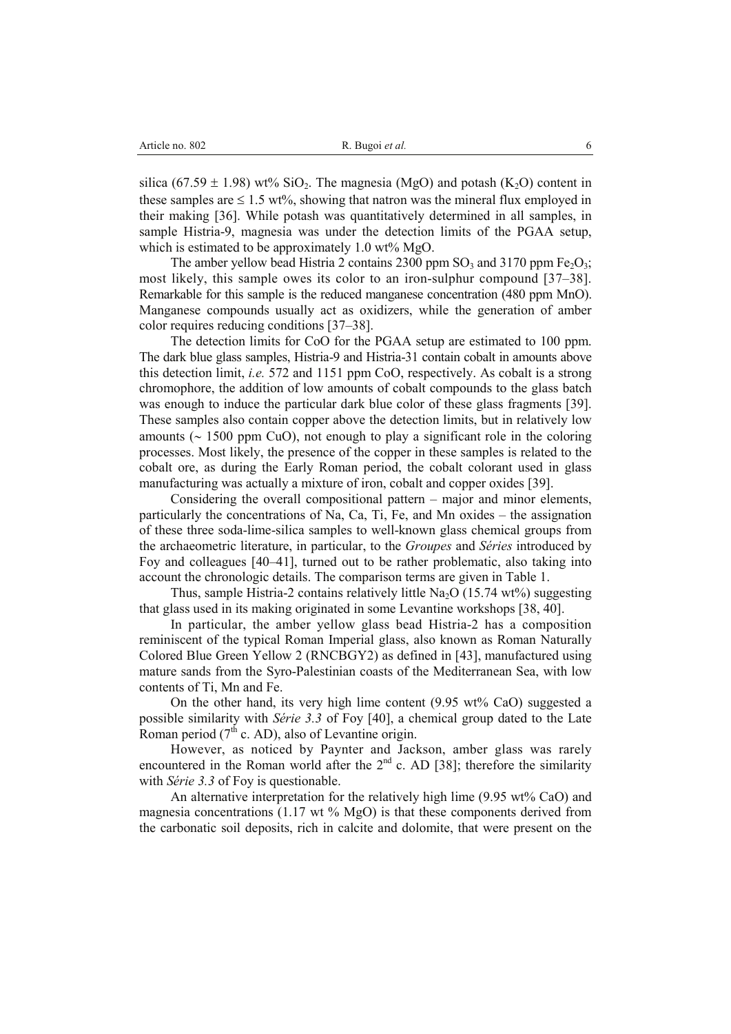silica (67.59 ± 1.98) wt% $SiO_2$. The magnesia (MgO) and potash ($K_2O$) content in these samples are ≤ 1.5 wt%, showing that natron was the mineral flux employed in their making [36]. While potash was quantitatively determined in all samples, in sample Histria-9, magnesia was under the detection limits of the PGAA setup, which is estimated to be approximately 1.0 wt% MgO.

The amber yellow bead Histria 2 contains 2300 ppm $SO_3$ and 3170 ppm $Fe_2O_3$; most likely, this sample owes its color to an iron-sulphur compound [37–38]. Remarkable for this sample is the reduced manganese concentration (480 ppm MnO). Manganese compounds usually act as oxidizers, while the generation of amber color requires reducing conditions [37–38].

The detection limits for CoO for the PGAA setup are estimated to 100 ppm. The dark blue glass samples, Histria-9 and Histria-31 contain cobalt in amounts above this detection limit, *i.e.* 572 and 1151 ppm CoO, respectively. As cobalt is a strong chromophore, the addition of low amounts of cobalt compounds to the glass batch was enough to induce the particular dark blue color of these glass fragments [39]. These samples also contain copper above the detection limits, but in relatively low amounts (~ 1500 ppm CuO), not enough to play a significant role in the coloring processes. Most likely, the presence of the copper in these samples is related to the cobalt ore, as during the Early Roman period, the cobalt colorant used in glass manufacturing was actually a mixture of iron, cobalt and copper oxides [39].

Considering the overall compositional pattern – major and minor elements, particularly the concentrations of Na, Ca, Ti, Fe, and Mn oxides – the assignation of these three soda-lime-silica samples to well-known glass chemical groups from the archaeometric literature, in particular, to the *Groupes* and *Séries* introduced by Foy and colleagues [40–41], turned out to be rather problematic, also taking into account the chronologic details. The comparison terms are given in Table 1.

Thus, sample Histria-2 contains relatively little $Na_2O$ (15.74 wt%) suggesting that glass used in its making originated in some Levantine workshops [38, 40].

In particular, the amber yellow glass bead Histria-2 has a composition reminiscent of the typical Roman Imperial glass, also known as Roman Naturally Colored Blue Green Yellow 2 (RNCBGY2) as defined in [43], manufactured using mature sands from the Syro-Palestinian coasts of the Mediterranean Sea, with low contents of Ti, Mn and Fe.

On the other hand, its very high lime content (9.95 wt% CaO) suggested a possible similarity with *Série 3.3* of Foy [40], a chemical group dated to the Late Roman period (7$^{th}$ c. AD), also of Levantine origin.

However, as noticed by Paynter and Jackson, amber glass was rarely encountered in the Roman world after the 2$^{nd}$ c. AD [38]; therefore the similarity with *Série 3.3* of Foy is questionable.

An alternative interpretation for the relatively high lime (9.95 wt% CaO) and magnesia concentrations (1.17 wt % MgO) is that these components derived from the carbonatic soil deposits, rich in calcite and dolomite, that were present on the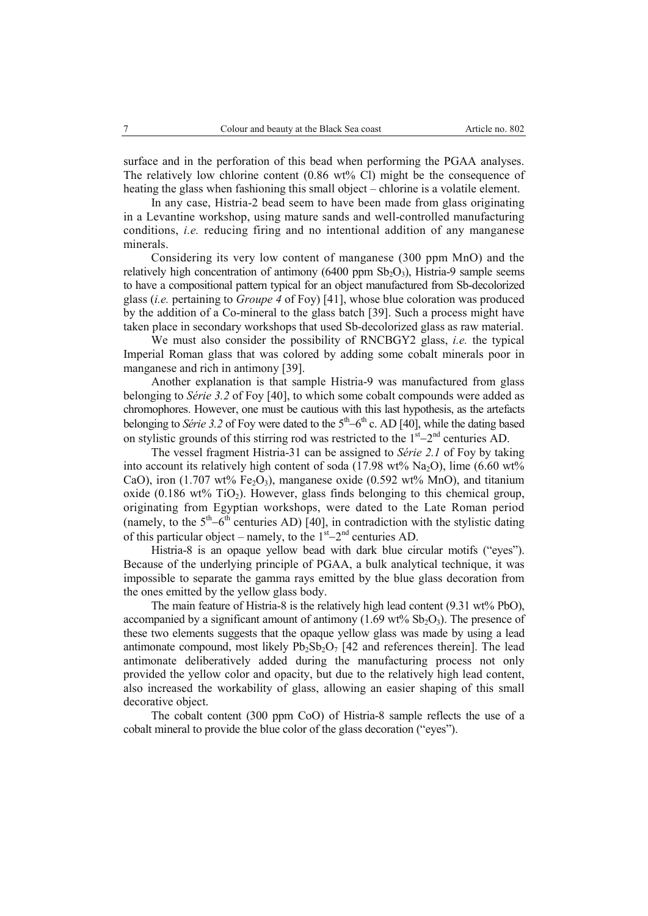surface and in the perforation of this bead when performing the PGAA analyses. The relatively low chlorine content (0.86 wt% Cl) might be the consequence of heating the glass when fashioning this small object – chlorine is a volatile element.

In any case, Histria-2 bead seem to have been made from glass originating in a Levantine workshop, using mature sands and well-controlled manufacturing conditions, *i.e.* reducing firing and no intentional addition of any manganese minerals.

Considering its very low content of manganese (300 ppm MnO) and the relatively high concentration of antimony (6400 ppm $Sb_2O_3$), Histria-9 sample seems to have a compositional pattern typical for an object manufactured from Sb-decolorized glass (*i.e.* pertaining to *Groupe 4* of Foy) [41], whose blue coloration was produced by the addition of a Co-mineral to the glass batch [39]. Such a process might have taken place in secondary workshops that used Sb-decolorized glass as raw material.

We must also consider the possibility of RNCBGY2 glass, *i.e.* the typical Imperial Roman glass that was colored by adding some cobalt minerals poor in manganese and rich in antimony [39].

Another explanation is that sample Histria-9 was manufactured from glass belonging to *Série 3.2* of Foy [40], to which some cobalt compounds were added as chromophores. However, one must be cautious with this last hypothesis, as the artefacts belonging to *Série 3.2* of Foy were dated to the $5^{th}$–$6^{th}$ c. AD [40], while the dating based on stylistic grounds of this stirring rod was restricted to the $1^{st}$–$2^{nd}$ centuries AD.

The vessel fragment Histria-31 can be assigned to *Série 2.1* of Foy by taking into account its relatively high content of soda (17.98 wt% $Na_2O$), lime (6.60 wt% CaO), iron (1.707 wt% $Fe_2O_3$), manganese oxide (0.592 wt% MnO), and titanium oxide (0.186 wt% $TiO_2$). However, glass finds belonging to this chemical group, originating from Egyptian workshops, were dated to the Late Roman period (namely, to the $5^{th}$–$6^{th}$ centuries AD) [40], in contradiction with the stylistic dating of this particular object – namely, to the $1^{st}$–$2^{nd}$ centuries AD.

Histria-8 is an opaque yellow bead with dark blue circular motifs ("eyes"). Because of the underlying principle of PGAA, a bulk analytical technique, it was impossible to separate the gamma rays emitted by the blue glass decoration from the ones emitted by the yellow glass body.

The main feature of Histria-8 is the relatively high lead content (9.31 wt% PbO), accompanied by a significant amount of antimony (1.69 wt% $Sb_2O_3$). The presence of these two elements suggests that the opaque yellow glass was made by using a lead antimonate compound, most likely $Pb_2Sb_2O_7$ [42 and references therein]. The lead antimonate deliberatively added during the manufacturing process not only provided the yellow color and opacity, but due to the relatively high lead content, also increased the workability of glass, allowing an easier shaping of this small decorative object.

The cobalt content (300 ppm CoO) of Histria-8 sample reflects the use of a cobalt mineral to provide the blue color of the glass decoration ("eyes").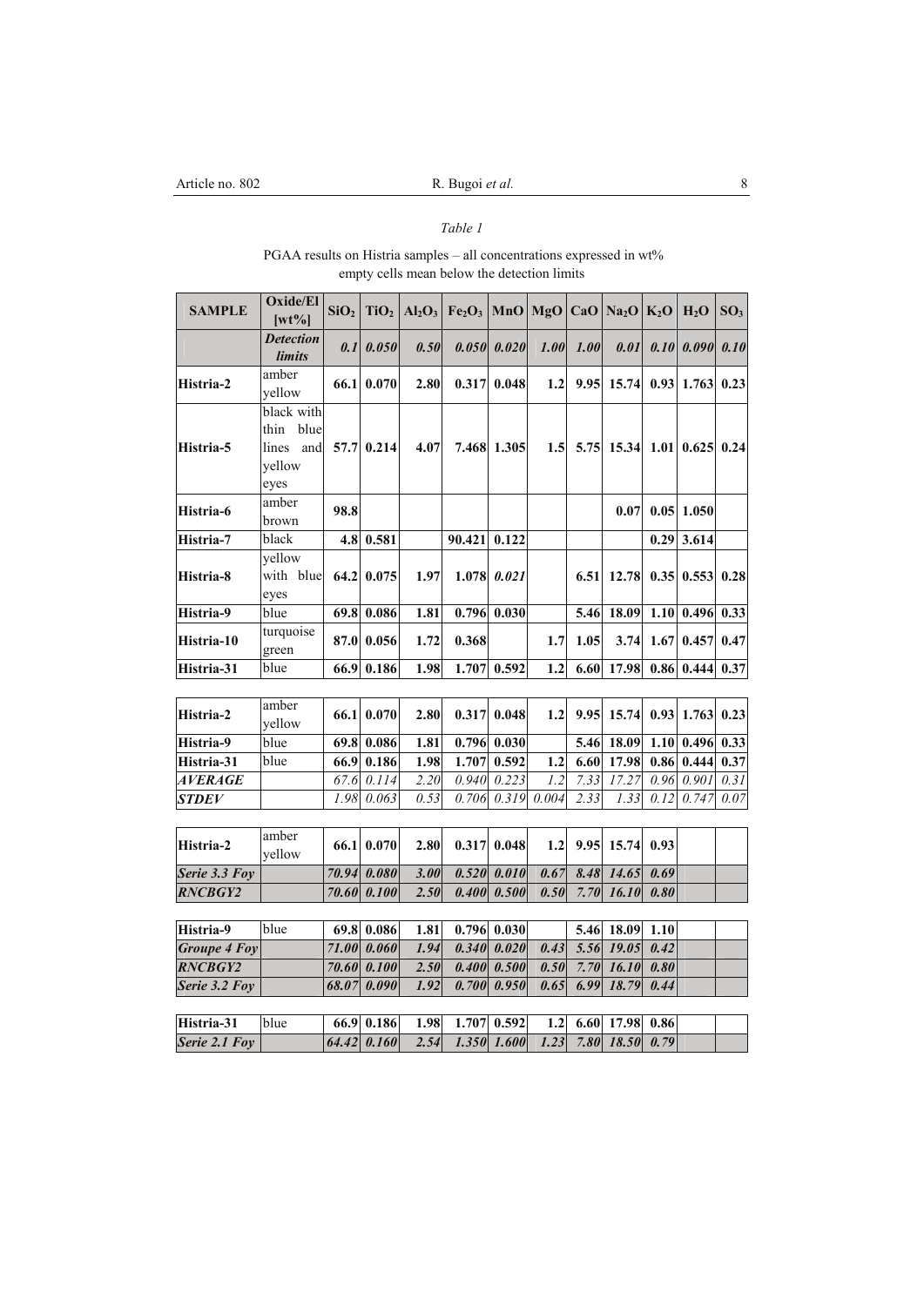*Table 1*

PGAA results on Histria samples – all concentrations expressed in wt%
empty cells mean below the detection limits

| SAMPLE | Oxide/El [wt%] | $SiO_2$ | $TiO_2$ | $Al_2O_3$ | $Fe_2O_3$ | MnO | MgO | CaO | $Na_2O$ | $K_2O$ | $H_2O$ | $SO_3$ |
|---|---|---|---|---|---|---|---|---|---|---|---|---|
| | ***Detection limits*** | ***0.1*** | ***0.050*** | ***0.50*** | ***0.050*** | ***0.020*** | ***1.00*** | ***1.00*** | ***0.01*** | ***0.10*** | ***0.090*** | ***0.10*** |
| **Histria-2** | amber yellow | **66.1** | **0.070** | **2.80** | **0.317** | **0.048** | **1.2** | **9.95** | **15.74** | **0.93** | **1.763** | **0.23** |
| **Histria-5** | black with thin blue lines and yellow eyes | **57.7** | **0.214** | **4.07** | **7.468** | **1.305** | **1.5** | **5.75** | **15.34** | **1.01** | **0.625** | **0.24** |
| **Histria-6** | amber brown | **98.8** | | | | | | | **0.07** | **0.05** | **1.050** | |
| **Histria-7** | black | **4.8** | **0.581** | | **90.421** | **0.122** | | | | **0.29** | **3.614** | |
| **Histria-8** | yellow with blue eyes | **64.2** | **0.075** | **1.97** | **1.078** | ***0.021*** | | **6.51** | **12.78** | **0.35** | **0.553** | **0.28** |
| **Histria-9** | blue | **69.8** | **0.086** | **1.81** | **0.796** | **0.030** | | **5.46** | **18.09** | **1.10** | **0.496** | **0.33** |
| **Histria-10** | turquoise green | **87.0** | **0.056** | **1.72** | **0.368** | | **1.7** | **1.05** | **3.74** | **1.67** | **0.457** | **0.47** |
| **Histria-31** | blue | **66.9** | **0.186** | **1.98** | **1.707** | **0.592** | **1.2** | **6.60** | **17.98** | **0.86** | **0.444** | **0.37** |
| | | | | | | | | | | | | |
| **Histria-2** | amber yellow | **66.1** | **0.070** | **2.80** | **0.317** | **0.048** | **1.2** | **9.95** | **15.74** | **0.93** | **1.763** | **0.23** |
| **Histria-9** | blue | **69.8** | **0.086** | **1.81** | **0.796** | **0.030** | | **5.46** | **18.09** | **1.10** | **0.496** | **0.33** |
| **Histria-31** | blue | **66.9** | **0.186** | **1.98** | **1.707** | **0.592** | **1.2** | **6.60** | **17.98** | **0.86** | **0.444** | **0.37** |
| ***AVERAGE*** | | *67.6* | *0.114* | *2.20* | *0.940* | *0.223* | *1.2* | *7.33* | *17.27* | *0.96* | *0.901* | *0.31* |
| ***STDEV*** | | *1.98* | *0.063* | *0.53* | *0.706* | *0.319* | *0.004* | *2.33* | *1.33* | *0.12* | *0.747* | *0.07* |
| | | | | | | | | | | | | |
| **Histria-2** | amber yellow | **66.1** | **0.070** | **2.80** | **0.317** | **0.048** | **1.2** | **9.95** | **15.74** | **0.93** | | |
| ***Serie 3.3 Foy*** | | ***70.94*** | ***0.080*** | ***3.00*** | ***0.520*** | ***0.010*** | ***0.67*** | ***8.48*** | ***14.65*** | ***0.69*** | | |
| ***RNCBGY2*** | | ***70.60*** | ***0.100*** | ***2.50*** | ***0.400*** | ***0.500*** | ***0.50*** | ***7.70*** | ***16.10*** | ***0.80*** | | |
| | | | | | | | | | | | | |
| **Histria-9** | blue | **69.8** | **0.086** | **1.81** | **0.796** | **0.030** | | **5.46** | **18.09** | **1.10** | | |
| ***Groupe 4 Foy*** | | ***71.00*** | ***0.060*** | ***1.94*** | ***0.340*** | ***0.020*** | ***0.43*** | ***5.56*** | ***19.05*** | ***0.42*** | | |
| ***RNCBGY2*** | | ***70.60*** | ***0.100*** | ***2.50*** | ***0.400*** | ***0.500*** | ***0.50*** | ***7.70*** | ***16.10*** | ***0.80*** | | |
| ***Serie 3.2 Foy*** | | ***68.07*** | ***0.090*** | ***1.92*** | ***0.700*** | ***0.950*** | ***0.65*** | ***6.99*** | ***18.79*** | ***0.44*** | | |
| | | | | | | | | | | | | |
| **Histria-31** | blue | **66.9** | **0.186** | **1.98** | **1.707** | **0.592** | **1.2** | **6.60** | **17.98** | **0.86** | | |
| ***Serie 2.1 Foy*** | | ***64.42*** | ***0.160*** | ***2.54*** | ***1.350*** | ***1.600*** | ***1.23*** | ***7.80*** | ***18.50*** | ***0.79*** | | |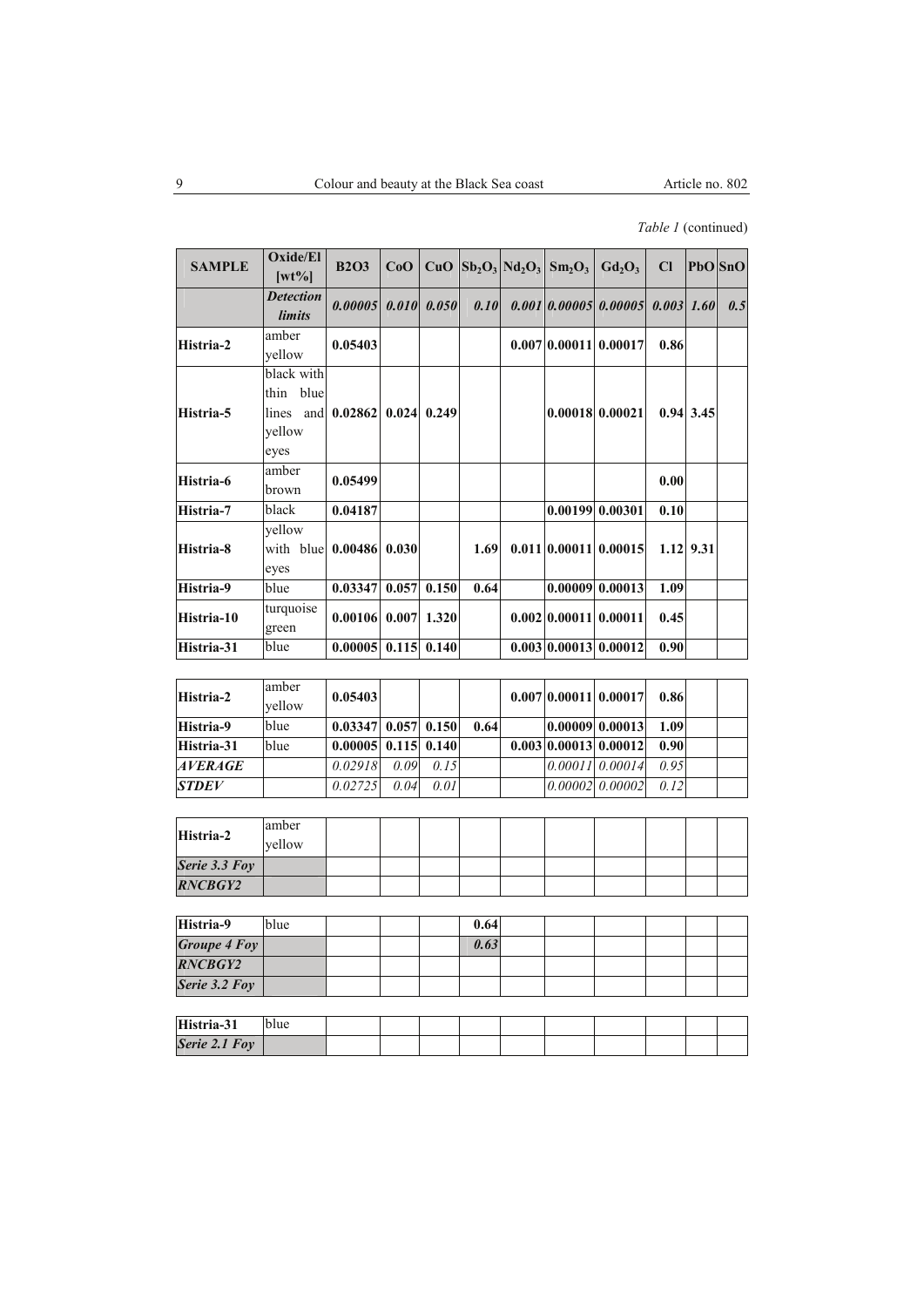*Table 1* (continued)

| SAMPLE | Oxide/El [wt%] | B2O3 | CoO | CuO | $Sb_2O_3$ | $Nd_2O_3$ | $Sm_2O_3$ | $Gd_2O_3$ | Cl | PbO | SnO |
|---|---|---|---|---|---|---|---|---|---|---|---|
| | ***Detection limits*** | ***0.00005*** | ***0.010*** | ***0.050*** | ***0.10*** | ***0.001*** | ***0.00005*** | ***0.00005*** | ***0.003*** | ***1.60*** | ***0.5*** |
| **Histria-2** | amber yellow | **0.05403** | | | | **0.007** | **0.00011** | **0.00017** | **0.86** | | |
| **Histria-5** | black with thin blue lines and yellow eyes | **0.02862** | **0.024** | **0.249** | | | **0.00018** | **0.00021** | **0.94** | **3.45** | |
| **Histria-6** | amber brown | **0.05499** | | | | | | | **0.00** | | |
| **Histria-7** | black | **0.04187** | | | | | **0.00199** | **0.00301** | **0.10** | | |
| **Histria-8** | yellow with blue eyes | **0.00486** | **0.030** | | **1.69** | **0.011** | **0.00011** | **0.00015** | **1.12** | **9.31** | |
| **Histria-9** | blue | **0.03347** | **0.057** | **0.150** | **0.64** | | **0.00009** | **0.00013** | **1.09** | | |
| **Histria-10** | turquoise green | **0.00106** | **0.007** | **1.320** | | **0.002** | **0.00011** | **0.00011** | **0.45** | | |
| **Histria-31** | blue | **0.00005** | **0.115** | **0.140** | | **0.003** | **0.00013** | **0.00012** | **0.90** | | |

| SAMPLE | Oxide/El [wt%] | B2O3 | CoO | CuO | $Sb_2O_3$ | $Nd_2O_3$ | $Sm_2O_3$ | $Gd_2O_3$ | Cl | PbO | SnO |
|---|---|---|---|---|---|---|---|---|---|---|---|
| **Histria-2** | amber yellow | **0.05403** | | | | **0.007** | **0.00011** | **0.00017** | **0.86** | | |
| **Histria-9** | blue | **0.03347** | **0.057** | **0.150** | **0.64** | | **0.00009** | **0.00013** | **1.09** | | |
| **Histria-31** | blue | **0.00005** | **0.115** | **0.140** | | **0.003** | **0.00013** | **0.00012** | **0.90** | | |
| ***AVERAGE*** | | *0.02918* | *0.09* | *0.15* | | | *0.00011* | *0.00014* | *0.95* | | |
| ***STDEV*** | | *0.02725* | *0.04* | *0.01* | | | *0.00002* | *0.00002* | *0.12* | | |

| SAMPLE | Oxide/El [wt%] | B2O3 | CoO | CuO | $Sb_2O_3$ | $Nd_2O_3$ | $Sm_2O_3$ | $Gd_2O_3$ | Cl | PbO | SnO |
|---|---|---|---|---|---|---|---|---|---|---|---|
| **Histria-2** | amber yellow | | | | | | | | | | |
| ***Serie 3.3 Foy*** | | | | | | | | | | | |
| ***RNCBGY2*** | | | | | | | | | | | |

| SAMPLE | Oxide/El [wt%] | B2O3 | CoO | CuO | $Sb_2O_3$ | $Nd_2O_3$ | $Sm_2O_3$ | $Gd_2O_3$ | Cl | PbO | SnO |
|---|---|---|---|---|---|---|---|---|---|---|---|
| **Histria-9** | blue | | | | **0.64** | | | | | | |
| ***Groupe 4 Foy*** | | | | | ***0.63*** | | | | | | |
| ***RNCBGY2*** | | | | | | | | | | | |
| ***Serie 3.2 Foy*** | | | | | | | | | | | |

| SAMPLE | Oxide/El [wt%] | B2O3 | CoO | CuO | $Sb_2O_3$ | $Nd_2O_3$ | $Sm_2O_3$ | $Gd_2O_3$ | Cl | PbO | SnO |
|---|---|---|---|---|---|---|---|---|---|---|---|
| **Histria-31** | blue | | | | | | | | | | |
| ***Serie 2.1 Foy*** | | | | | | | | | | | |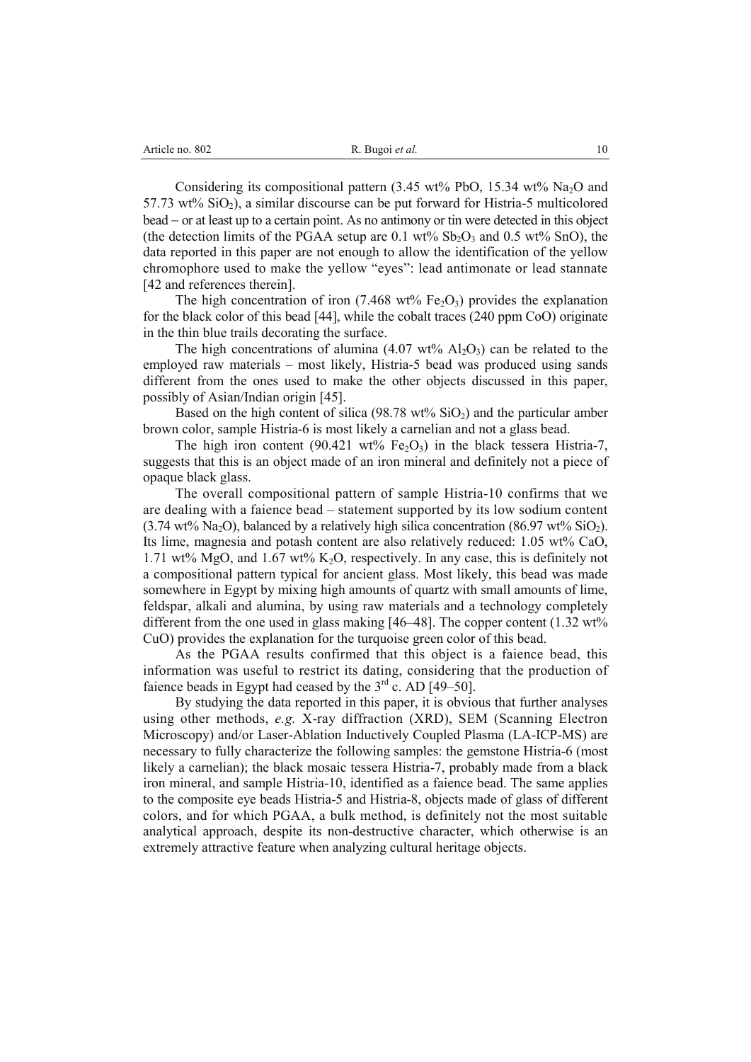Considering its compositional pattern (3.45 wt% PbO, 15.34 wt% $Na_2O$ and 57.73 wt% $SiO_2$), a similar discourse can be put forward for Histria-5 multicolored bead – or at least up to a certain point. As no antimony or tin were detected in this object (the detection limits of the PGAA setup are 0.1 wt% $Sb_2O_3$ and 0.5 wt% SnO), the data reported in this paper are not enough to allow the identification of the yellow chromophore used to make the yellow "eyes": lead antimonate or lead stannate [42 and references therein].

The high concentration of iron (7.468 wt% $Fe_2O_3$) provides the explanation for the black color of this bead [44], while the cobalt traces (240 ppm CoO) originate in the thin blue trails decorating the surface.

The high concentrations of alumina (4.07 wt% $Al_2O_3$) can be related to the employed raw materials – most likely, Histria-5 bead was produced using sands different from the ones used to make the other objects discussed in this paper, possibly of Asian/Indian origin [45].

Based on the high content of silica (98.78 wt% $SiO_2$) and the particular amber brown color, sample Histria-6 is most likely a carnelian and not a glass bead.

The high iron content (90.421 wt% $Fe_2O_3$) in the black tessera Histria-7, suggests that this is an object made of an iron mineral and definitely not a piece of opaque black glass.

The overall compositional pattern of sample Histria-10 confirms that we are dealing with a faience bead – statement supported by its low sodium content (3.74 wt% $Na_2O$), balanced by a relatively high silica concentration (86.97 wt% $SiO_2$). Its lime, magnesia and potash content are also relatively reduced: 1.05 wt% CaO, 1.71 wt% MgO, and 1.67 wt% $K_2O$, respectively. In any case, this is definitely not a compositional pattern typical for ancient glass. Most likely, this bead was made somewhere in Egypt by mixing high amounts of quartz with small amounts of lime, feldspar, alkali and alumina, by using raw materials and a technology completely different from the one used in glass making [46–48]. The copper content (1.32 wt% CuO) provides the explanation for the turquoise green color of this bead.

As the PGAA results confirmed that this object is a faience bead, this information was useful to restrict its dating, considering that the production of faience beads in Egypt had ceased by the 3rd c. AD [49–50].

By studying the data reported in this paper, it is obvious that further analyses using other methods, *e.g.* X-ray diffraction (XRD), SEM (Scanning Electron Microscopy) and/or Laser-Ablation Inductively Coupled Plasma (LA-ICP-MS) are necessary to fully characterize the following samples: the gemstone Histria-6 (most likely a carnelian); the black mosaic tessera Histria-7, probably made from a black iron mineral, and sample Histria-10, identified as a faience bead. The same applies to the composite eye beads Histria-5 and Histria-8, objects made of glass of different colors, and for which PGAA, a bulk method, is definitely not the most suitable analytical approach, despite its non-destructive character, which otherwise is an extremely attractive feature when analyzing cultural heritage objects.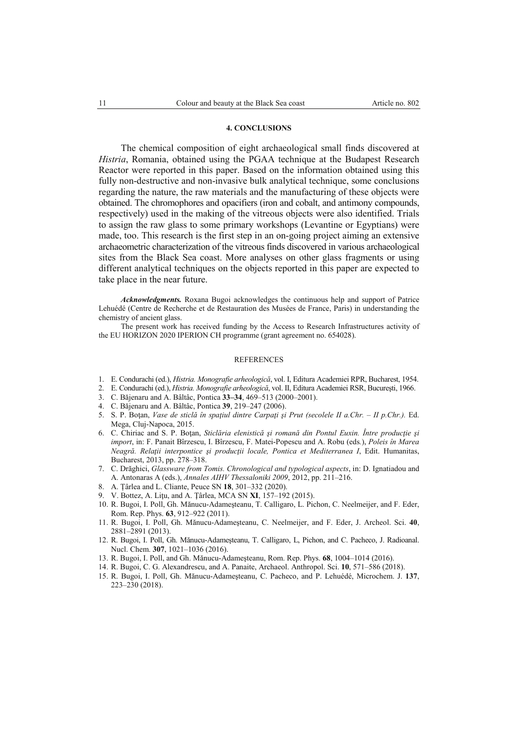## 4. CONCLUSIONS

The chemical composition of eight archaeological small finds discovered at *Histria*, Romania, obtained using the PGAA technique at the Budapest Research Reactor were reported in this paper. Based on the information obtained using this fully non-destructive and non-invasive bulk analytical technique, some conclusions regarding the nature, the raw materials and the manufacturing of these objects were obtained. The chromophores and opacifiers (iron and cobalt, and antimony compounds, respectively) used in the making of the vitreous objects were also identified. Trials to assign the raw glass to some primary workshops (Levantine or Egyptians) were made, too. This research is the first step in an on-going project aiming an extensive archaeometric characterization of the vitreous finds discovered in various archaeological sites from the Black Sea coast. More analyses on other glass fragments or using different analytical techniques on the objects reported in this paper are expected to take place in the near future.

***Acknowledgments.*** Roxana Bugoi acknowledges the continuous help and support of Patrice Lehuédé (Centre de Recherche et de Restauration des Musées de France, Paris) in understanding the chemistry of ancient glass.

The present work has received funding by the Access to Research Infrastructures activity of the EU HORIZON 2020 IPERION CH programme (grant agreement no. 654028).

## REFERENCES

1. E. Condurachi (ed.), *Histria. Monografie arheologică*, vol. I, Editura Academiei RPR, Bucharest, 1954.
2. E. Condurachi (ed.), *Histria. Monografie arheologică*, vol. II, Editura Academiei RSR, Bucureşti, 1966.
3. C. Băjenaru and A. Bâltâc, Pontica **33–34**, 469–513 (2000–2001).
4. C. Băjenaru and A. Bâltâc, Pontica **39**, 219–247 (2006).
5. S. P. Boţan, *Vase de sticlă în spaţiul dintre Carpaţi şi Prut (secolele II a.Chr. – II p.Chr.).* Ed. Mega, Cluj-Napoca, 2015.
6. C. Chiriac and S. P. Boţan, *Sticlăria elenistică şi romană din Pontul Euxin. Între producţie şi import*, in: F. Panait Bîrzescu, I. Bîrzescu, F. Matei-Popescu and A. Robu (eds.), *Poleis în Marea Neagră. Relaţii interpontice şi producţii locale, Pontica et Mediterranea I*, Edit. Humanitas, Bucharest, 2013, pp. 278–318.
7. C. Drăghici, *Glassware from Tomis. Chronological and typological aspects*, in: D. Ignatiadou and A. Antonaras A (eds.), *Annales AIHV Thessaloniki 2009*, 2012, pp. 211–216.
8. A. Ţârlea and L. Cliante, Peuce SN **18**, 301–332 (2020).
9. V. Bottez, A. Liţu, and A. Ţârlea, MCA SN **XI**, 157–192 (2015).
10. R. Bugoi, I. Poll, Gh. Mănucu-Adameşteanu, T. Calligaro, L. Pichon, C. Neelmeijer, and F. Eder, Rom. Rep. Phys. **63**, 912–922 (2011).
11. R. Bugoi, I. Poll, Gh. Mănucu-Adameşteanu, C. Neelmeijer, and F. Eder, J. Archeol. Sci. **40**, 2881–2891 (2013).
12. R. Bugoi, I. Poll, Gh. Mănucu-Adameşteanu, T. Calligaro, L, Pichon, and C. Pacheco, J. Radioanal. Nucl. Chem. **307**, 1021–1036 (2016).
13. R. Bugoi, I. Poll, and Gh. Mănucu-Adameşteanu, Rom. Rep. Phys. **68**, 1004–1014 (2016).
14. R. Bugoi, C. G. Alexandrescu, and A. Panaite, Archaeol. Anthropol. Sci. **10**, 571–586 (2018).
15. R. Bugoi, I. Poll, Gh. Mănucu-Adameşteanu, C. Pacheco, and P. Lehuédé, Microchem. J. **137**, 223–230 (2018).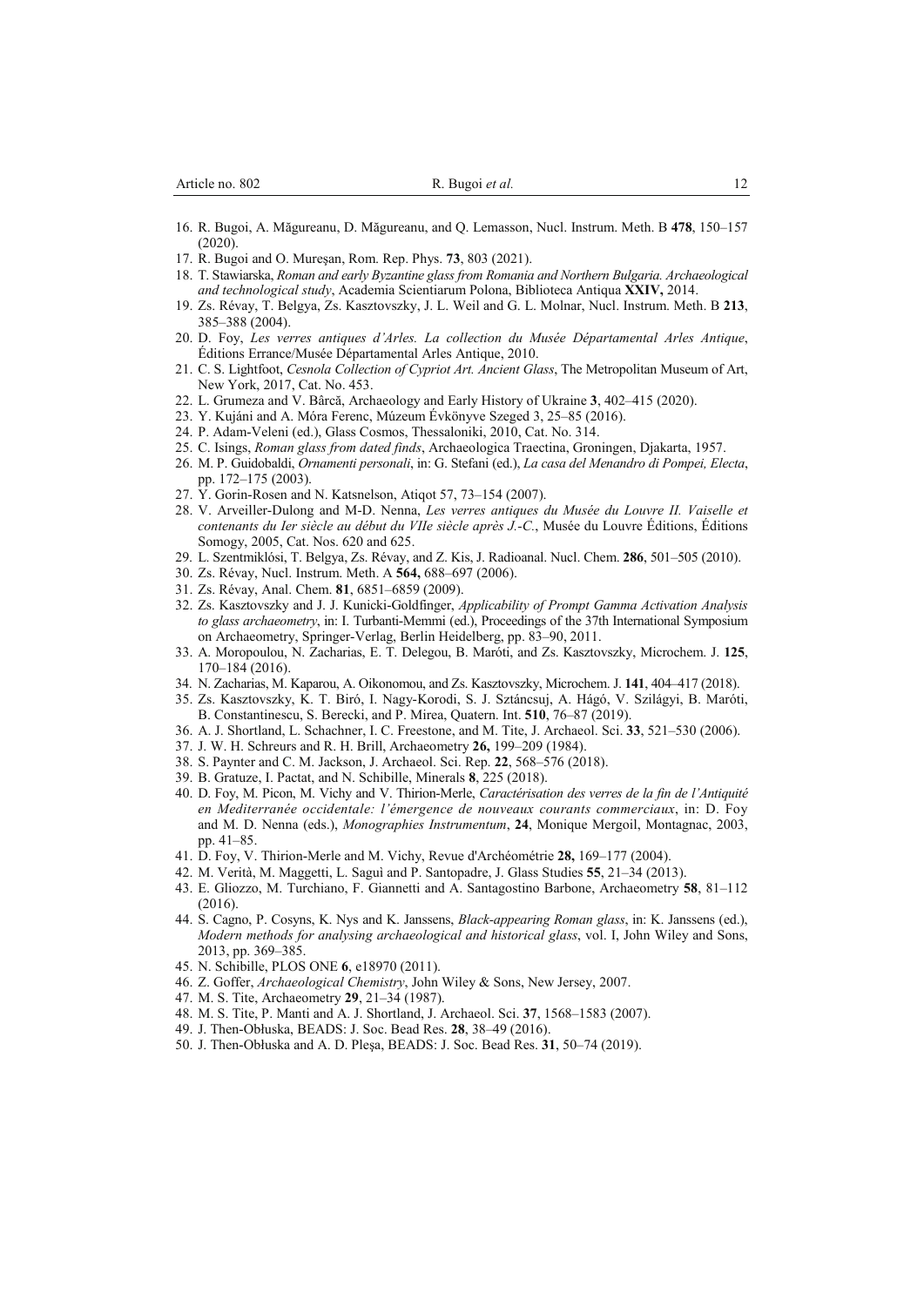16. R. Bugoi, A. Măgureanu, D. Măgureanu, and Q. Lemasson, Nucl. Instrum. Meth. B **478**, 150–157 (2020).
17. R. Bugoi and O. Mureşan, Rom. Rep. Phys. **73**, 803 (2021).
18. T. Stawiarska, *Roman and early Byzantine glass from Romania and Northern Bulgaria. Archaeological and technological study*, Academia Scientiarum Polona, Biblioteca Antiqua **XXIV,** 2014.
19. Zs. Révay, T. Belgya, Zs. Kasztovszky, J. L. Weil and G. L. Molnar, Nucl. Instrum. Meth. B **213**, 385–388 (2004).
20. D. Foy, *Les verres antiques d'Arles. La collection du Musée Départamental Arles Antique*, Éditions Errance/Musée Départamental Arles Antique, 2010.
21. C. S. Lightfoot, *Cesnola Collection of Cypriot Art. Ancient Glass*, The Metropolitan Museum of Art, New York, 2017, Cat. No. 453.
22. L. Grumeza and V. Bârcă, Archaeology and Early History of Ukraine **3**, 402–415 (2020).
23. Y. Kujáni and A. Móra Ferenc, Múzeum Évkönyve Szeged 3, 25–85 (2016).
24. P. Adam-Veleni (ed.), Glass Cosmos, Thessaloniki, 2010, Cat. No. 314.
25. C. Isings, *Roman glass from dated finds*, Archaeologica Traectina, Groningen, Djakarta, 1957.
26. M. P. Guidobaldi, *Ornamenti personali*, in: G. Stefani (ed.), *La casa del Menandro di Pompei, Electa*, pp. 172–175 (2003).
27. Y. Gorin-Rosen and N. Katsnelson, Atiqot 57, 73–154 (2007).
28. V. Arveiller-Dulong and M-D. Nenna, *Les verres antiques du Musée du Louvre II. Vaiselle et contenants du Ier siècle au début du VIIe siècle après J.-C.*, Musée du Louvre Éditions, Éditions Somogy, 2005, Cat. Nos. 620 and 625.
29. L. Szentmiklósi, T. Belgya, Zs. Révay, and Z. Kis, J. Radioanal. Nucl. Chem. **286**, 501–505 (2010).
30. Zs. Révay, Nucl. Instrum. Meth. A **564,** 688–697 (2006).
31. Zs. Révay, Anal. Chem. **81**, 6851–6859 (2009).
32. Zs. Kasztovszky and J. J. Kunicki-Goldfinger, *Applicability of Prompt Gamma Activation Analysis to glass archaeometry*, in: I. Turbanti-Memmi (ed.), Proceedings of the 37th International Symposium on Archaeometry, Springer-Verlag, Berlin Heidelberg, pp. 83–90, 2011.
33. A. Moropoulou, N. Zacharias, E. T. Delegou, B. Maróti, and Zs. Kasztovszky, Microchem. J. **125**, 170–184 (2016).
34. N. Zacharias, M. Kaparou, A. Oikonomou, and Zs. Kasztovszky, Microchem. J. **141**, 404–417 (2018).
35. Zs. Kasztovszky, K. T. Biró, I. Nagy-Korodi, S. J. Sztáncsuj, A. Hágó, V. Szilágyi, B. Maróti, B. Constantinescu, S. Berecki, and P. Mirea, Quatern. Int. **510**, 76–87 (2019).
36. A. J. Shortland, L. Schachner, I. C. Freestone, and M. Tite, J. Archaeol. Sci. **33**, 521–530 (2006).
37. J. W. H. Schreurs and R. H. Brill, Archaeometry **26,** 199–209 (1984).
38. S. Paynter and C. M. Jackson, J. Archaeol. Sci. Rep. **22**, 568–576 (2018).
39. B. Gratuze, I. Pactat, and N. Schibille, Minerals **8**, 225 (2018).
40. D. Foy, M. Picon, M. Vichy and V. Thirion-Merle, *Caractérisation des verres de la fin de l'Antiquité en Mediterranée occidentale: l'émergence de nouveaux courants commerciaux*, in: D. Foy and M. D. Nenna (eds.), *Monographies Instrumentum*, **24**, Monique Mergoil, Montagnac, 2003, pp. 41–85.
41. D. Foy, V. Thirion-Merle and M. Vichy, Revue d'Archéométrie **28,** 169–177 (2004).
42. M. Verità, M. Maggetti, L. Saguì and P. Santopadre, J. Glass Studies **55**, 21–34 (2013).
43. E. Gliozzo, M. Turchiano, F. Giannetti and A. Santagostino Barbone, Archaeometry **58**, 81–112 (2016).
44. S. Cagno, P. Cosyns, K. Nys and K. Janssens, *Black-appearing Roman glass*, in: K. Janssens (ed.), *Modern methods for analysing archaeological and historical glass*, vol. I, John Wiley and Sons, 2013, pp. 369–385.
45. N. Schibille, PLOS ONE **6**, e18970 (2011).
46. Z. Goffer, *Archaeological Chemistry*, John Wiley & Sons, New Jersey, 2007.
47. M. S. Tite, Archaeometry **29**, 21–34 (1987).
48. M. S. Tite, P. Manti and A. J. Shortland, J. Archaeol. Sci. **37**, 1568–1583 (2007).
49. J. Then-Obłuska, BEADS: J. Soc. Bead Res. **28**, 38–49 (2016).
50. J. Then-Obłuska and A. D. Pleşa, BEADS: J. Soc. Bead Res. **31**, 50–74 (2019).